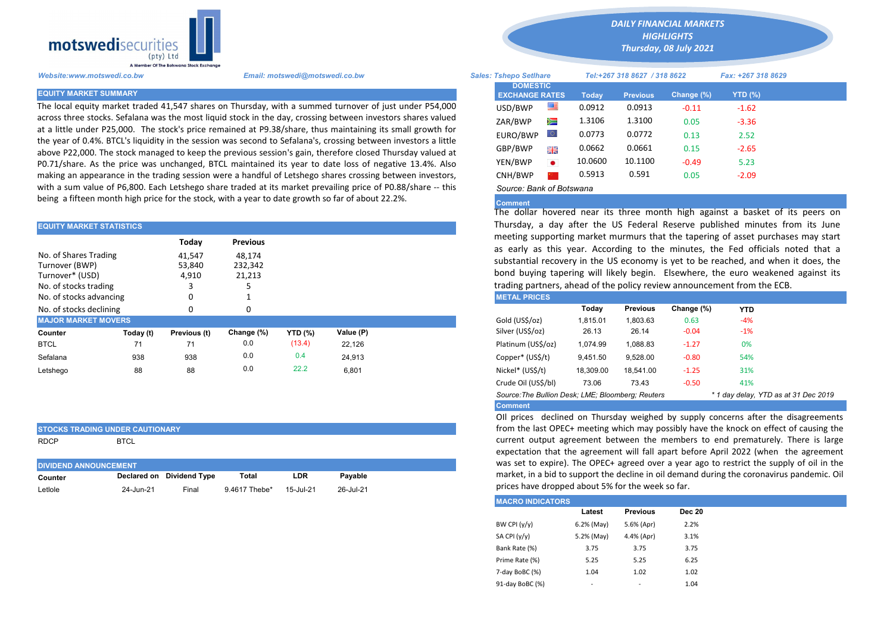# DAILY FINANCIAL MARKETS HIGHLIGHTS

**Thursday, 08 July 2021**

motswedisecurities (pty) Ltd — A Member Of The Botswana Stock Exchange

*Website:www.motswedi.co.bw* | *Email: motswedi@motswedi.co.bw* | *Sales: Tshepo Setlhare* | *Tel:+267 318 8627 / 318 8622* | *Fax: +267 318 8629*

## EQUITY MARKET SUMMARY

The local equity market traded 41,547 shares on Thursday, with a summed turnover of just under P54,000 across three stocks. Sefalana was the most liquid stock in the day, crossing between investors shares valued at a little under P25,000. The stock's price remained at P9.38/share, thus maintaining its small growth for the year of 0.4%. BTCL's liquidity in the session was second to Sefalana's, crossing between investors a little above P22,000. The stock managed to keep the previous session's gain, therefore closed Thursday valued at P0.71/share. As the price was unchanged, BTCL maintained its year to date loss of negative 13.4%. Also making an appearance in the trading session were a handful of Letshego shares crossing between investors, with a sum value of P6,800. Each Letshego share traded at its market prevailing price of P0.88/share -- this being a fifteen month high price for the stock, with a year to date growth so far of about 22.2%.

## EQUITY MARKET STATISTICS

| | Today | Previous |
|---|---|---|
| No. of Shares Trading | 41,547 | 48,174 |
| Turnover (BWP) | 53,840 | 232,342 |
| Turnover* (USD) | 4,910 | 21,213 |
| No. of stocks trading | 3 | 5 |
| No. of stocks advancing | 0 | 1 |
| No. of stocks declining | 0 | 0 |

## MAJOR MARKET MOVERS

| Counter | Today (t) | Previous (t) | Change (%) | YTD (%) | Value (P) |
|---|---|---|---|---|---|
| BTCL | 71 | 71 | 0.0 | (13.4) | 22,126 |
| Sefalana | 938 | 938 | 0.0 | 0.4 | 24,913 |
| Letshego | 88 | 88 | 0.0 | 22.2 | 6,801 |

## STOCKS TRADING UNDER CAUTIONARY

RDCP BTCL

## DIVIDEND ANNOUNCEMENT

| Counter | Declared on | Dividend Type | Total | LDR | Payable |
|---|---|---|---|---|---|
| Letlole | 24-Jun-21 | Final | 9.4617 Thebe* | 15-Jul-21 | 26-Jul-21 |

## DOMESTIC EXCHANGE RATES

| | Today | Previous | Change (%) | YTD (%) |
|---|---|---|---|---|
| USD/BWP | 0.0912 | 0.0913 | -0.11 | -1.62 |
| ZAR/BWP | 1.3106 | 1.3100 | 0.05 | -3.36 |
| EURO/BWP | 0.0773 | 0.0772 | 0.13 | 2.52 |
| GBP/BWP | 0.0662 | 0.0661 | 0.15 | -2.65 |
| YEN/BWP | 10.0600 | 10.1100 | -0.49 | 5.23 |
| CNH/BWP | 0.5913 | 0.591 | 0.05 | -2.09 |

*Source: Bank of Botswana*

**Comment**

The dollar hovered near its three month high against a basket of its peers on Thursday, a day after the US Federal Reserve published minutes from its June meeting supporting market murmurs that the tapering of asset purchases may start as early as this year. According to the minutes, the Fed officials noted that a substantial recovery in the US economy is yet to be reached, and when it does, the bond buying tapering will likely begin. Elsewhere, the euro weakened against its trading partners, ahead of the policy review announcement from the ECB.

## METAL PRICES

| | Today | Previous | Change (%) | YTD |
|---|---|---|---|---|
| Gold (US$/oz) | 1,815.01 | 1,803.63 | 0.63 | -4% |
| Silver (US$/oz) | 26.13 | 26.14 | -0.04 | -1% |
| Platinum (US$/oz) | 1,074.99 | 1,088.83 | -1.27 | 0% |
| Copper* (US$/t) | 9,451.50 | 9,528.00 | -0.80 | 54% |
| Nickel* (US$/t) | 18,309.00 | 18,541.00 | -1.25 | 31% |
| Crude Oil (US$/bl) | 73.06 | 73.43 | -0.50 | 41% |

*Source:The Bullion Desk; LME; Bloomberg; Reuters* | *\* 1 day delay, YTD as at 31 Dec 2019*

**Comment**

OIl prices declined on Thursday weighed by supply concerns after the disagreements from the last OPEC+ meeting which may possibly have the knock on effect of causing the current output agreement between the members to end prematurely. There is large expectation that the agreement will fall apart before April 2022 (when the agreement was set to expire). The OPEC+ agreed over a year ago to restrict the supply of oil in the market, in a bid to support the decline in oil demand during the coronavirus pandemic. Oil prices have dropped about 5% for the week so far.

## MACRO INDICATORS

| | Latest | Previous | Dec 20 |
|---|---|---|---|
| BW CPI (y/y) | 6.2% (May) | 5.6% (Apr) | 2.2% |
| SA CPI (y/y) | 5.2% (May) | 4.4% (Apr) | 3.1% |
| Bank Rate (%) | 3.75 | 3.75 | 3.75 |
| Prime Rate (%) | 5.25 | 5.25 | 6.25 |
| 7-day BoBC (%) | 1.04 | 1.02 | 1.02 |
| 91-day BoBC (%) | - | - | 1.04 |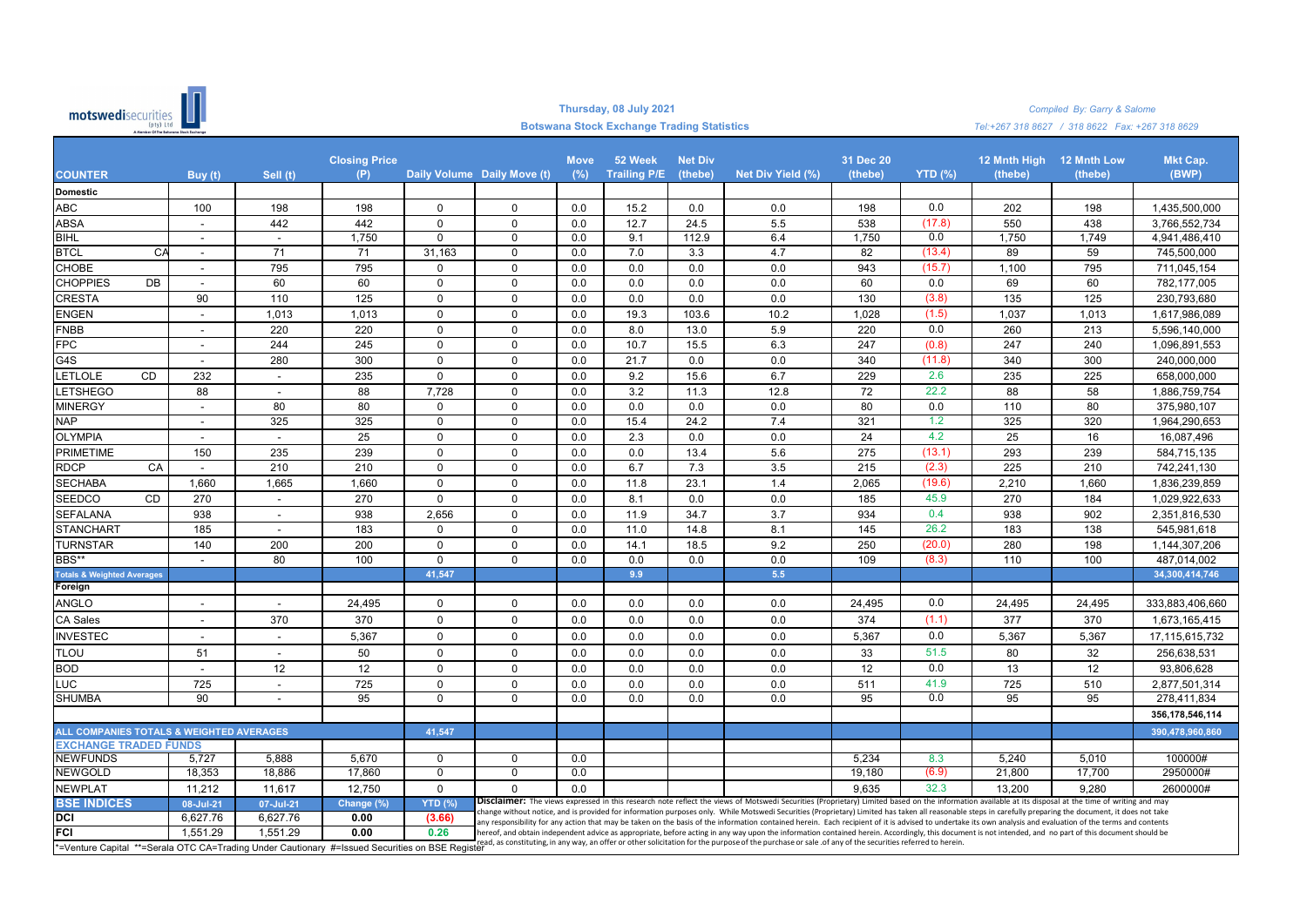motswedisecurities (pty) Ltd
A Member Of The Botswana Stock Exchange

**Thursday, 08 July 2021**

**Botswana Stock Exchange Trading Statistics**

*Compiled By: Garry & Salome*

*Tel:+267 318 8627 / 318 8622 Fax: +267 318 8629*

| COUNTER | | Buy (t) | Sell (t) | Closing Price (P) | Daily Volume | Daily Move (t) | Move (%) | 52 Week Trailing P/E | Net Div (thebe) | Net Div Yield (%) | 31 Dec 20 (thebe) | YTD (%) | 12 Mnth High (thebe) | 12 Mnth Low (thebe) | Mkt Cap. (BWP) |
|---|---|---|---|---|---|---|---|---|---|---|---|---|---|---|---|
| **Domestic** | | | | | | | | | | | | | | | |
| ABC | | 100 | 198 | 198 | 0 | 0 | 0.0 | 15.2 | 0.0 | 0.0 | 198 | 0.0 | 202 | 198 | 1,435,500,000 |
| ABSA | | - | 442 | 442 | 0 | 0 | 0.0 | 12.7 | 24.5 | 5.5 | 538 | (17.8) | 550 | 438 | 3,766,552,734 |
| BIHL | | - | - | 1,750 | 0 | 0 | 0.0 | 9.1 | 112.9 | 6.4 | 1,750 | 0.0 | 1,750 | 1,749 | 4,941,486,410 |
| BTCL | CA | - | 71 | 71 | 31,163 | 0 | 0.0 | 7.0 | 3.3 | 4.7 | 82 | (13.4) | 89 | 59 | 745,500,000 |
| CHOBE | | - | 795 | 795 | 0 | 0 | 0.0 | 0.0 | 0.0 | 0.0 | 943 | (15.7) | 1,100 | 795 | 711,045,154 |
| CHOPPIES | DB | - | 60 | 60 | 0 | 0 | 0.0 | 0.0 | 0.0 | 0.0 | 60 | 0.0 | 69 | 60 | 782,177,005 |
| CRESTA | | 90 | 110 | 125 | 0 | 0 | 0.0 | 0.0 | 0.0 | 0.0 | 130 | (3.8) | 135 | 125 | 230,793,680 |
| ENGEN | | - | 1,013 | 1,013 | 0 | 0 | 0.0 | 19.3 | 103.6 | 10.2 | 1,028 | (1.5) | 1,037 | 1,013 | 1,617,986,089 |
| FNBB | | - | 220 | 220 | 0 | 0 | 0.0 | 8.0 | 13.0 | 5.9 | 220 | 0.0 | 260 | 213 | 5,596,140,000 |
| FPC | | - | 244 | 245 | 0 | 0 | 0.0 | 10.7 | 15.5 | 6.3 | 247 | (0.8) | 247 | 240 | 1,096,891,553 |
| G4S | | - | 280 | 300 | 0 | 0 | 0.0 | 21.7 | 0.0 | 0.0 | 340 | (11.8) | 340 | 300 | 240,000,000 |
| LETLOLE | CD | 232 | - | 235 | 0 | 0 | 0.0 | 9.2 | 15.6 | 6.7 | 229 | 2.6 | 235 | 225 | 658,000,000 |
| LETSHEGO | | 88 | - | 88 | 7,728 | 0 | 0.0 | 3.2 | 11.3 | 12.8 | 72 | 22.2 | 88 | 58 | 1,886,759,754 |
| MINERGY | | - | 80 | 80 | 0 | 0 | 0.0 | 0.0 | 0.0 | 0.0 | 80 | 0.0 | 110 | 80 | 375,980,107 |
| NAP | | - | 325 | 325 | 0 | 0 | 0.0 | 15.4 | 24.2 | 7.4 | 321 | 1.2 | 325 | 320 | 1,964,290,653 |
| OLYMPIA | | - | - | 25 | 0 | 0 | 0.0 | 2.3 | 0.0 | 0.0 | 24 | 4.2 | 25 | 16 | 16,087,496 |
| PRIMETIME | | 150 | 235 | 239 | 0 | 0 | 0.0 | 0.0 | 13.4 | 5.6 | 275 | (13.1) | 293 | 239 | 584,715,135 |
| RDCP | CA | - | 210 | 210 | 0 | 0 | 0.0 | 6.7 | 7.3 | 3.5 | 215 | (2.3) | 225 | 210 | 742,241,130 |
| SECHABA | | 1,660 | 1,665 | 1,660 | 0 | 0 | 0.0 | 11.8 | 23.1 | 1.4 | 2,065 | (19.6) | 2,210 | 1,660 | 1,836,239,859 |
| SEEDCO | CD | 270 | - | 270 | 0 | 0 | 0.0 | 8.1 | 0.0 | 0.0 | 185 | 45.9 | 270 | 184 | 1,029,922,633 |
| SEFALANA | | 938 | - | 938 | 2,656 | 0 | 0.0 | 11.9 | 34.7 | 3.7 | 934 | 0.4 | 938 | 902 | 2,351,816,530 |
| STANCHART | | 185 | - | 183 | 0 | 0 | 0.0 | 11.0 | 14.8 | 8.1 | 145 | 26.2 | 183 | 138 | 545,981,618 |
| TURNSTAR | | 140 | 200 | 200 | 0 | 0 | 0.0 | 14.1 | 18.5 | 9.2 | 250 | (20.0) | 280 | 198 | 1,144,307,206 |
| BBS** | | - | 80 | 100 | 0 | 0 | 0.0 | 0.0 | 0.0 | 0.0 | 109 | (8.3) | 110 | 100 | 487,014,002 |
| **Totals & Weighted Averages** | | | | | **41,547** | | | **9.9** | | **5.5** | | | | | **34,300,414,746** |
| **Foreign** | | | | | | | | | | | | | | | |
| ANGLO | | - | - | 24,495 | 0 | 0 | 0.0 | 0.0 | 0.0 | 0.0 | 24,495 | 0.0 | 24,495 | 24,495 | 333,883,406,660 |
| CA Sales | | - | 370 | 370 | 0 | 0 | 0.0 | 0.0 | 0.0 | 0.0 | 374 | (1.1) | 377 | 370 | 1,673,165,415 |
| INVESTEC | | - | - | 5,367 | 0 | 0 | 0.0 | 0.0 | 0.0 | 0.0 | 5,367 | 0.0 | 5,367 | 5,367 | 17,115,615,732 |
| TLOU | | 51 | - | 50 | 0 | 0 | 0.0 | 0.0 | 0.0 | 0.0 | 33 | 51.5 | 80 | 32 | 256,638,531 |
| BOD | | - | 12 | 12 | 0 | 0 | 0.0 | 0.0 | 0.0 | 0.0 | 12 | 0.0 | 13 | 12 | 93,806,628 |
| LUC | | 725 | - | 725 | 0 | 0 | 0.0 | 0.0 | 0.0 | 0.0 | 511 | 41.9 | 725 | 510 | 2,877,501,314 |
| SHUMBA | | 90 | - | 95 | 0 | 0 | 0.0 | 0.0 | 0.0 | 0.0 | 95 | 0.0 | 95 | 95 | 278,411,834 |
| | | | | | | | | | | | | | | | **356,178,546,114** |
| **ALL COMPANIES TOTALS & WEIGHTED AVERAGES** | | | | | **41,547** | | | | | | | | | | **390,478,960,860** |
| **EXCHANGE TRADED FUNDS** | | | | | | | | | | | | | | | |
| NEWFUNDS | | 5,727 | 5,888 | 5,670 | 0 | 0 | 0.0 | | | | 5,234 | 8.3 | 5,240 | 5,010 | 100000# |
| NEWGOLD | | 18,353 | 18,886 | 17,860 | 0 | 0 | 0.0 | | | | 19,180 | (6.9) | 21,800 | 17,700 | 2950000# |
| NEWPLAT | | 11,212 | 11,617 | 12,750 | 0 | 0 | 0.0 | | | | 9,635 | 32.3 | 13,200 | 9,280 | 2600000# |

| BSE INDICES | 08-Jul-21 | 07-Jul-21 | Change (%) | YTD (%) |
|---|---|---|---|---|
| DCI | 6,627.76 | 6,627.76 | 0.00 | (3.66) |
| FCI | 1,551.29 | 1,551.29 | 0.00 | 0.26 |

**Disclaimer:** The views expressed in this research note reflect the views of Motswedi Securities (Proprietary) Limited based on the information available at its disposal at the time of writing and may change without notice, and is provided for information purposes only. While Motswedi Securities (Proprietary) Limited has taken all reasonable steps in carefully preparing the document, it does not take any responsibility for any action that may be taken on the basis of the information contained herein. Each recipient of it is advised to undertake its own analysis and evaluation of the terms and contents hereof, and obtain independent advice as appropriate, before acting in any way upon the information contained herein. Accordingly, this document is not intended, and no part of this document should be read, as constituting, in any way, an offer or other solicitation for the purpose of the purchase or sale .of any of the securities referred to herein.

*=Venture Capital **=Serala OTC CA=Trading Under Cautionary #=Issued Securities on BSE Register